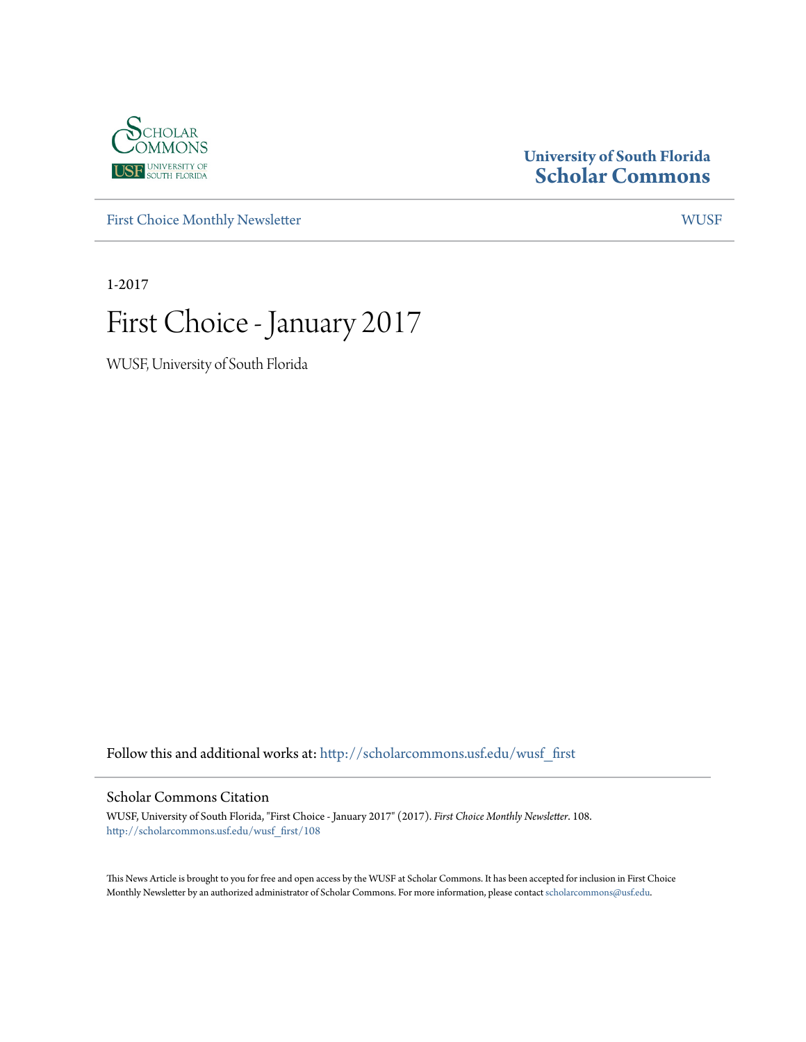University of South Florida
**Scholar Commons**

First Choice Monthly Newsletter | WUSF

1-2017

# First Choice - January 2017

WUSF, University of South Florida

Follow this and additional works at: http://scholarcommons.usf.edu/wusf_first

## Scholar Commons Citation

WUSF, University of South Florida, "First Choice - January 2017" (2017). *First Choice Monthly Newsletter*. 108.
http://scholarcommons.usf.edu/wusf_first/108

This News Article is brought to you for free and open access by the WUSF at Scholar Commons. It has been accepted for inclusion in First Choice Monthly Newsletter by an authorized administrator of Scholar Commons. For more information, please contact scholarcommons@usf.edu.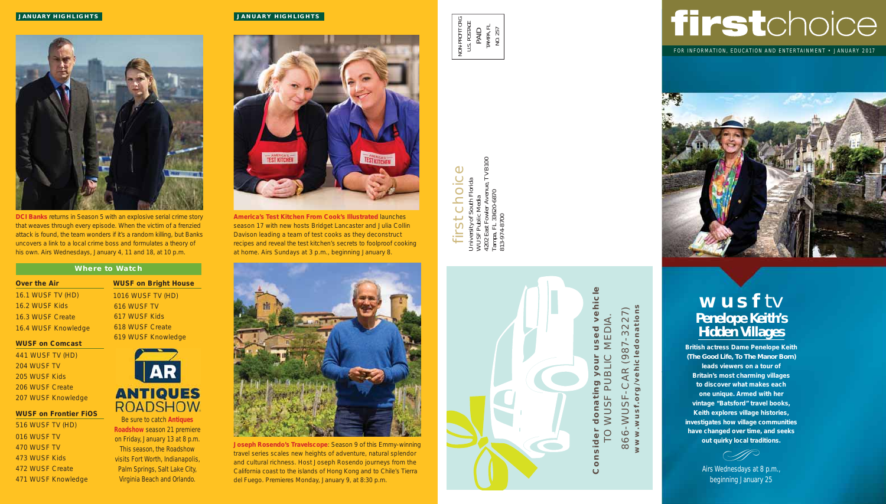**JANUARY HIGHLIGHTS**

**DCI Banks** returns in Season 5 with an explosive serial crime story that weaves through every episode. When the victim of a frenzied attack is found, the team wonders if it's a random killing, but Banks uncovers a link to a local crime boss and formulates a theory of his own. Airs Wednesdays, January 4, 11 and 18, at 10 p.m.

## Where to Watch

**Over the Air**
- 16.1 WUSF TV (HD)
- 16.2 WUSF Kids
- 16.3 WUSF Create
- 16.4 WUSF Knowledge

**WUSF on Comcast**
- 441 WUSF TV (HD)
- 204 WUSF TV
- 205 WUSF Kids
- 206 WUSF Create
- 207 WUSF Knowledge

**WUSF on Frontier FiOS**
- 516 WUSF TV (HD)
- 016 WUSF TV
- 470 WUSF TV
- 473 WUSF Kids
- 472 WUSF Create
- 471 WUSF Knowledge

**WUSF on Bright House**
- 1016 WUSF TV (HD)
- 616 WUSF TV
- 617 WUSF Kids
- 618 WUSF Create
- 619 WUSF Knowledge

AR ANTIQUES ROADSHOW

Be sure to catch **Antiques Roadshow** season 21 premiere on Friday, January 13 at 8 p.m. This season, the Roadshow visits Fort Worth, Indianapolis, Palm Springs, Salt Lake City, Virginia Beach and Orlando.

**JANUARY HIGHLIGHTS**

**America's Test Kitchen From Cook's Illustrated** launches season 17 with new hosts Bridget Lancaster and Julia Collin Davison leading a team of test cooks as they deconstruct recipes and reveal the test kitchen's secrets to foolproof cooking at home. Airs Sundays at 3 p.m., beginning January 8.

**Joseph Rosendo's Travelscope**: Season 9 of this Emmy-winning travel series scales new heights of adventure, natural splendor and cultural richness. Host Joseph Rosendo journeys from the California coast to the islands of Hong Kong and to Chile's Tierra del Fuego. Premieres Monday, January 9, at 8:30 p.m.

NON-PROFIT ORG
U.S. POSTAGE
PAID
TAMPA, FL
NO. 257

firstchoice
University of South Florida
WUSF Public Media
4202 East Fowler Avenue, TVB100
Tampa, FL 33620-6870
813-974-8700

**Consider donating your used vehicle**
TO WUSF PUBLIC MEDIA.
866-WUSF-CAR (987-3227)
**www.wusf.org/vehicledonations**

# firstchoice

FOR INFORMATION, EDUCATION AND ENTERTAINMENT • JANUARY 2017

## wusf tv
## Penelope Keith's Hidden Villages

**British actress Dame Penelope Keith (The Good Life, To The Manor Born) leads viewers on a tour of Britain's most charming villages to discover what makes each one unique. Armed with her vintage "Batsford" travel books, Keith explores village histories, investigates how village communities have changed over time, and seeks out quirky local traditions.**

Airs Wednesdays at 8 p.m., beginning January 25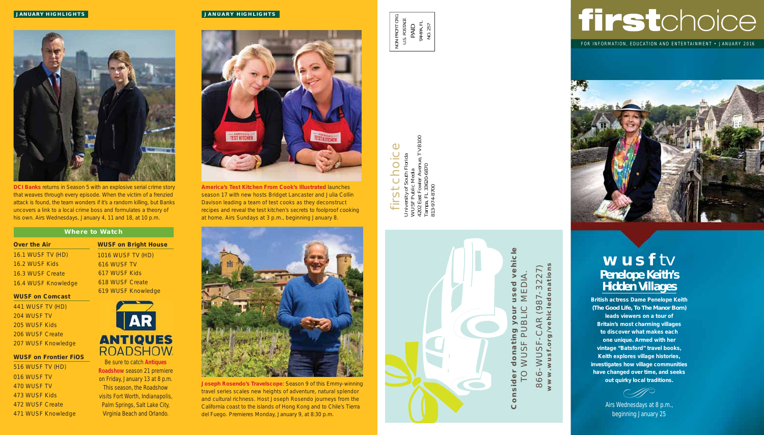JANUARY HIGHLIGHTS

**DCI Banks** returns in Season 5 with an explosive serial crime story that weaves through every episode. When the victim of a frenzied attack is found, the team wonders if it's a random killing, but Banks uncovers a link to a local crime boss and formulates a theory of his own. Airs Wednesdays, January 4, 11 and 18, at 10 p.m.

## Where to Watch

**Over the Air**
- 16.1 WUSF TV (HD)
- 16.2 WUSF Kids
- 16.3 WUSF Create
- 16.4 WUSF Knowledge

**WUSF on Comcast**
- 441 WUSF TV (HD)
- 204 WUSF TV
- 205 WUSF Kids
- 206 WUSF Create
- 207 WUSF Knowledge

**WUSF on Frontier FiOS**
- 516 WUSF TV (HD)
- 016 WUSF TV
- 470 WUSF TV
- 473 WUSF Kids
- 472 WUSF Create
- 471 WUSF Knowledge

**WUSF on Bright House**
- 1016 WUSF TV (HD)
- 616 WUSF TV
- 617 WUSF Kids
- 618 WUSF Create
- 619 WUSF Knowledge

AR ANTIQUES ROADSHOW

Be sure to catch **Antiques Roadshow** season 21 premiere on Friday, January 13 at 8 p.m. This season, the Roadshow visits Fort Worth, Indianapolis, Palm Springs, Salt Lake City, Virginia Beach and Orlando.

JANUARY HIGHLIGHTS

**America's Test Kitchen From Cook's Illustrated** launches season 17 with new hosts Bridget Lancaster and Julia Collin Davison leading a team of test cooks as they deconstruct recipes and reveal the test kitchen's secrets to foolproof cooking at home. Airs Sundays at 3 p.m., beginning January 8.

**Joseph Rosendo's Travelscope**: Season 9 of this Emmy-winning travel series scales new heights of adventure, natural splendor and cultural richness. Host Joseph Rosendo journeys from the California coast to the islands of Hong Kong and to Chile's Tierra del Fuego. Premieres Monday, January 9, at 8:30 p.m.

NON-PROFIT ORG
U.S. POSTAGE
PAID
TAMPA, FL
NO. 257

firstchoice
University of South Florida
WUSF Public Media
4202 East Fowler Avenue, TVB100
Tampa, FL 33620-6870
813-974-8700

**Consider donating your used vehicle**
TO WUSF PUBLIC MEDIA.
866-WUSF-CAR (987-3227)
**www.wusf.org/vehicledonations**

# firstchoice

FOR INFORMATION, EDUCATION AND ENTERTAINMENT • JANUARY 2016

## wusf tv
## Penelope Keith's Hidden Villages

**British actress Dame Penelope Keith (The Good Life, To The Manor Born) leads viewers on a tour of Britain's most charming villages to discover what makes each one unique. Armed with her vintage "Batsford" travel books, Keith explores village histories, investigates how village communities have changed over time, and seeks out quirky local traditions.**

Airs Wednesdays at 8 p.m., beginning January 25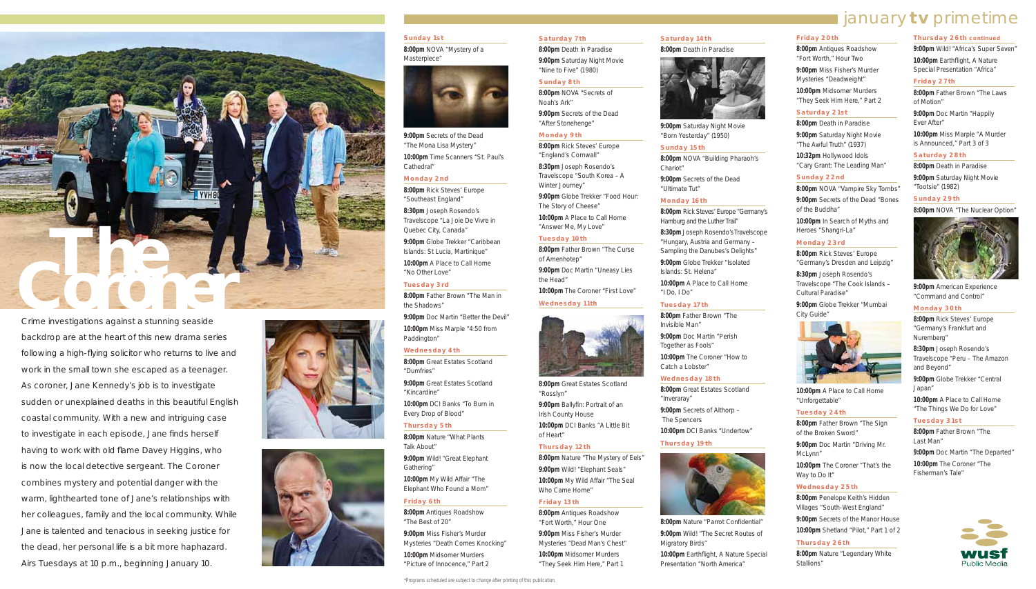# january **tv** primetime

# The Coroner

Crime investigations against a stunning seaside backdrop are at the heart of this new drama series following a high-flying solicitor who returns to live and work in the small town she escaped as a teenager. As coroner, Jane Kennedy's job is to investigate sudden or unexplained deaths in this beautiful English coastal community. With a new and intriguing case to investigate in each episode, Jane finds herself having to work with old flame Davey Higgins, who is now the local detective sergeant. The Coroner combines mystery and potential danger with the warm, lighthearted tone of Jane's relationships with her colleagues, family and the local community. While Jane is talented and tenacious in seeking justice for the dead, her personal life is a bit more haphazard. Airs Tuesdays at 10 p.m., beginning January 10.

### Sunday 1st

**8:00pm** NOVA "Mystery of a Masterpiece"

**9:00pm** Secrets of the Dead "The Mona Lisa Mystery"

**10:00pm** Time Scanners "St. Paul's Cathedral"

### Monday 2nd

**8:00pm** Rick Steves' Europe "Southeast England"

**8:30pm** Joseph Rosendo's Travelscope "La Joie De Vivre in Quebec City, Canada"

**9:00pm** Globe Trekker "Caribbean Islands: St Lucia, Martinique"

**10:00pm** A Place to Call Home "No Other Love"

### Tuesday 3rd

**8:00pm** Father Brown "The Man in the Shadows"

**9:00pm** Doc Martin "Better the Devil"

**10:00pm** Miss Marple "4:50 from Paddington"

### Wednesday 4th

**8:00pm** Great Estates Scotland "Dumfries"

**9:00pm** Great Estates Scotland "Kincardine"

**10:00pm** DCI Banks "To Burn in Every Drop of Blood"

### Thursday 5th

**8:00pm** Nature "What Plants Talk About"

**9:00pm** Wild! "Great Elephant Gathering"

**10:00pm** My Wild Affair "The Elephant Who Found a Mom"

### Friday 6th

**8:00pm** Antiques Roadshow "The Best of 20"

**9:00pm** Miss Fisher's Murder Mysteries "Death Comes Knocking"

**10:00pm** Midsomer Murders "Picture of Innocence," Part 2

### Saturday 7th

**8:00pm** Death in Paradise

**9:00pm** Saturday Night Movie "Nine to Five" (1980)

### Sunday 8th

**8:00pm** NOVA "Secrets of Noah's Ark"

**9:00pm** Secrets of the Dead "After Stonehenge"

### Monday 9th

**8:00pm** Rick Steves' Europe "England's Cornwall"

**8:30pm** Joseph Rosendo's Travelscope "South Korea – A Winter Journey"

**9:00pm** Globe Trekker "Food Hour: The Story of Cheese"

**10:00pm** A Place to Call Home "Answer Me, My Love"

### Tuesday 10th

**8:00pm** Father Brown "The Curse of Amenhotep"

**9:00pm** Doc Martin "Uneasy Lies the Head"

**10:00pm** The Coroner "First Love"

### Wednesday 11th

**8:00pm** Great Estates Scotland "Rosslyn"

**9:00pm** Ballyfin: Portrait of an Irish County House

**10:00pm** DCI Banks "A Little Bit of Heart"

### Thursday 12th

**8:00pm** Nature "The Mystery of Eels"

**9:00pm** Wild! "Elephant Seals"

**10:00pm** My Wild Affair "The Seal Who Came Home"

### Friday 13th

**8:00pm** Antiques Roadshow "Fort Worth," Hour One

**9:00pm** Miss Fisher's Murder Mysteries "Dead Man's Chest"

**10:00pm** Midsomer Murders "They Seek Him Here," Part 1

### Saturday 14th

**8:00pm** Death in Paradise

**9:00pm** Saturday Night Movie "Born Yesterday" (1950)

### Sunday 15th

**8:00pm** NOVA "Building Pharaoh's Chariot"

**9:00pm** Secrets of the Dead "Ultimate Tut"

### Monday 16th

**8:00pm** Rick Steves' Europe "Germany's Hamburg and the Luther Trail"

**8:30pm** Joseph Rosendo's Travelscope "Hungary, Austria and Germany – Sampling the Danubes's Delights"

**9:00pm** Globe Trekker "Isolated Islands: St. Helena"

**10:00pm** A Place to Call Home "I Do, I Do"

### Tuesday 17th

**8:00pm** Father Brown "The Invisible Man"

**9:00pm** Doc Martin "Perish Together as Fools"

**10:00pm** The Coroner "How to Catch a Lobster"

### Wednesday 18th

**8:00pm** Great Estates Scotland "Inveraray"

**9:00pm** Secrets of Althorp – The Spencers

**10:00pm** DCI Banks "Undertow"

### Thursday 19th

**8:00pm** Nature "Parrot Confidential"

**9:00pm** Wild! "The Secret Routes of Migratory Birds"

**10:00pm** Earthflight, A Nature Special Presentation "North America"

### Friday 20th

**8:00pm** Antiques Roadshow "Fort Worth," Hour Two

**9:00pm** Miss Fisher's Murder Mysteries "Deadweight"

**10:00pm** Midsomer Murders "They Seek Him Here," Part 2

### Saturday 21st

**8:00pm** Death in Paradise

**9:00pm** Saturday Night Movie "The Awful Truth" (1937)

**10:32pm** Hollywood Idols "Cary Grant: The Leading Man"

### Sunday 22nd

**8:00pm** NOVA "Vampire Sky Tombs"

**9:00pm** Secrets of the Dead "Bones of the Buddha"

**10:00pm** In Search of Myths and Heroes "Shangri-La"

### Monday 23rd

**8:00pm** Rick Steves' Europe "Germany's Dresden and Leipzig"

**8:30pm** Joseph Rosendo's Travelscope "The Cook Islands – Cultural Paradise"

**9:00pm** Globe Trekker "Mumbai City Guide"

**10:00pm** A Place to Call Home "Unforgettable"

### Tuesday 24th

**8:00pm** Father Brown "The Sign of the Broken Sword"

**9:00pm** Doc Martin "Driving Mr. McLynn"

**10:00pm** The Coroner "That's the Way to Do It"

### Wednesday 25th

**8:00pm** Penelope Keith's Hidden Villages "South-West England"

**9:00pm** Secrets of the Manor House

**10:00pm** Shetland "Pilot," Part 1 of 2

### Thursday 26th

**8:00pm** Nature "Legendary White Stallions"

### Thursday 26th continued

**9:00pm** Wild! "Africa's Super Seven"

**10:00pm** Earthflight, A Nature Special Presentation "Africa"

### Friday 27th

**8:00pm** Father Brown "The Laws of Motion"

**9:00pm** Doc Martin "Happily Ever After"

**10:00pm** Miss Marple "A Murder is Announced," Part 3 of 3

### Saturday 28th

**8:00pm** Death in Paradise

**9:00pm** Saturday Night Movie "Tootsie" (1982)

### Sunday 29th

**8:00pm** NOVA "The Nuclear Option"

**9:00pm** American Experience "Command and Control"

### Monday 30th

**8:00pm** Rick Steves' Europe "Germany's Frankfurt and Nuremberg"

**8:30pm** Joseph Rosendo's Travelscope "Peru – The Amazon and Beyond"

**9:00pm** Globe Trekker "Central Japan"

**10:00pm** A Place to Call Home "The Things We Do for Love"

### Tuesday 31st

**8:00pm** Father Brown "The Last Man"

**9:00pm** Doc Martin "The Departed"

**10:00pm** The Coroner "The Fisherman's Tale"

wusf Public Media

*Programs scheduled are subject to change after printing of this publication.